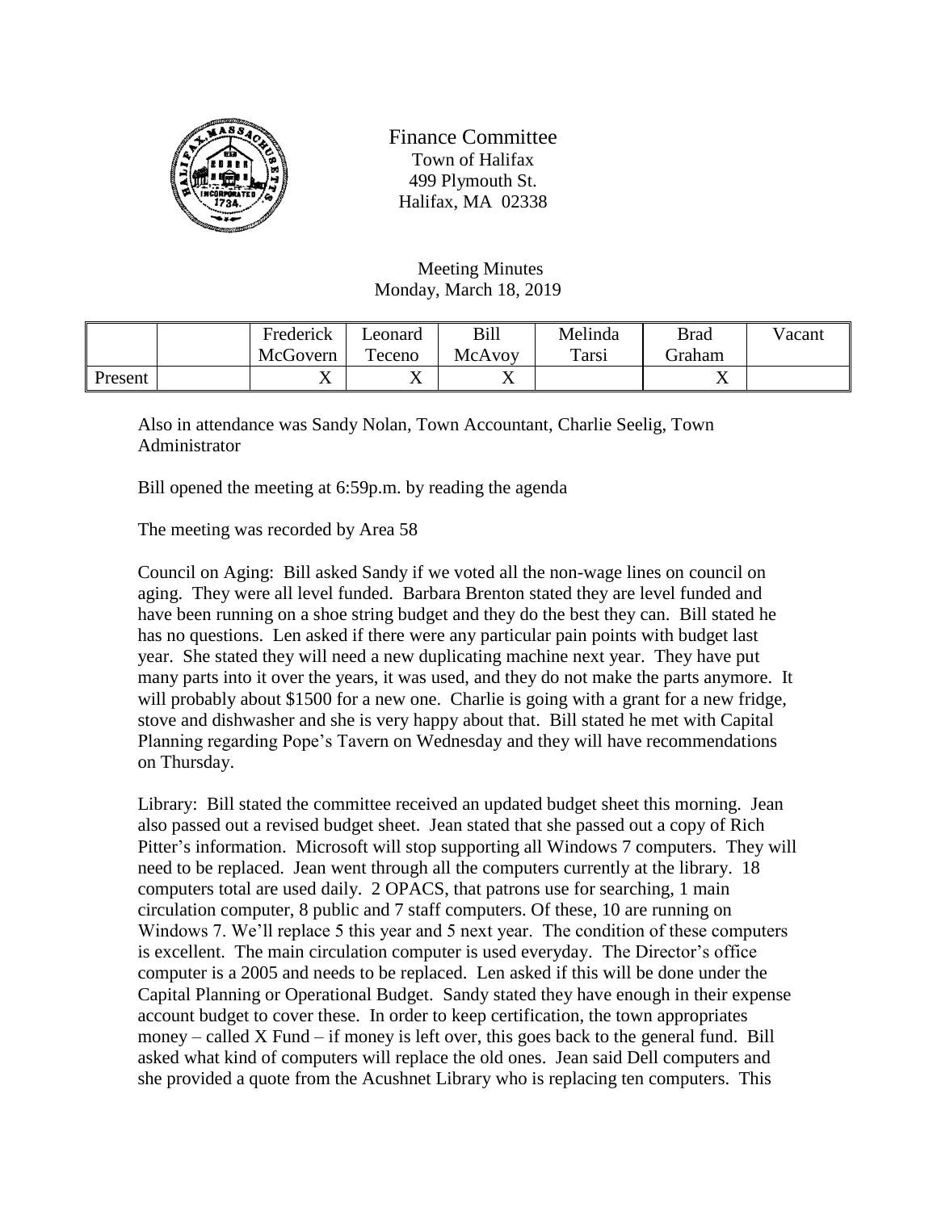# Finance Committee

Town of Halifax
499 Plymouth St.
Halifax, MA 02338

Meeting Minutes
Monday, March 18, 2019

| | | Frederick McGovern | Leonard Teceno | Bill McAvoy | Melinda Tarsi | Brad Graham | Vacant |
|---|---|---|---|---|---|---|---|
| Present | | X | X | X | | X | |

Also in attendance was Sandy Nolan, Town Accountant, Charlie Seelig, Town Administrator

Bill opened the meeting at 6:59p.m. by reading the agenda

The meeting was recorded by Area 58

Council on Aging: Bill asked Sandy if we voted all the non-wage lines on council on aging. They were all level funded. Barbara Brenton stated they are level funded and have been running on a shoe string budget and they do the best they can. Bill stated he has no questions. Len asked if there were any particular pain points with budget last year. She stated they will need a new duplicating machine next year. They have put many parts into it over the years, it was used, and they do not make the parts anymore. It will probably about $1500 for a new one. Charlie is going with a grant for a new fridge, stove and dishwasher and she is very happy about that. Bill stated he met with Capital Planning regarding Pope's Tavern on Wednesday and they will have recommendations on Thursday.

Library: Bill stated the committee received an updated budget sheet this morning. Jean also passed out a revised budget sheet. Jean stated that she passed out a copy of Rich Pitter's information. Microsoft will stop supporting all Windows 7 computers. They will need to be replaced. Jean went through all the computers currently at the library. 18 computers total are used daily. 2 OPACS, that patrons use for searching, 1 main circulation computer, 8 public and 7 staff computers. Of these, 10 are running on Windows 7. We'll replace 5 this year and 5 next year. The condition of these computers is excellent. The main circulation computer is used everyday. The Director's office computer is a 2005 and needs to be replaced. Len asked if this will be done under the Capital Planning or Operational Budget. Sandy stated they have enough in their expense account budget to cover these. In order to keep certification, the town appropriates money – called X Fund – if money is left over, this goes back to the general fund. Bill asked what kind of computers will replace the old ones. Jean said Dell computers and she provided a quote from the Acushnet Library who is replacing ten computers. This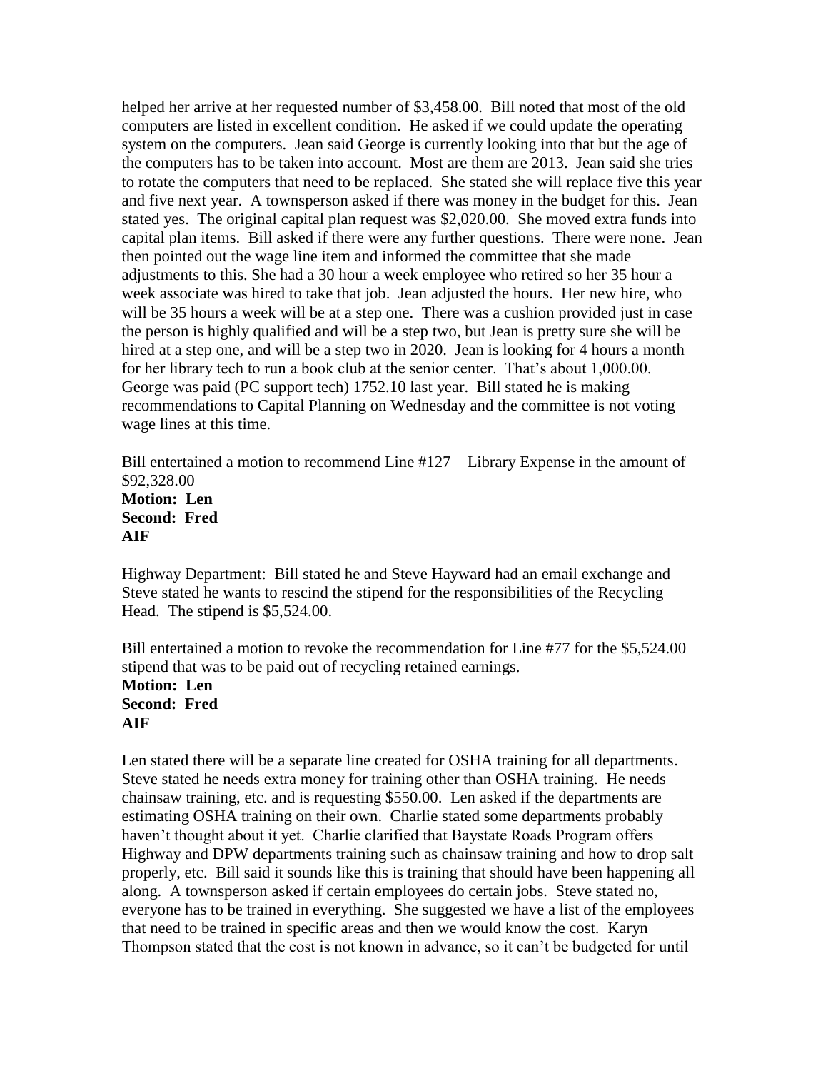helped her arrive at her requested number of $3,458.00. Bill noted that most of the old computers are listed in excellent condition. He asked if we could update the operating system on the computers. Jean said George is currently looking into that but the age of the computers has to be taken into account. Most are them are 2013. Jean said she tries to rotate the computers that need to be replaced. She stated she will replace five this year and five next year. A townsperson asked if there was money in the budget for this. Jean stated yes. The original capital plan request was $2,020.00. She moved extra funds into capital plan items. Bill asked if there were any further questions. There were none. Jean then pointed out the wage line item and informed the committee that she made adjustments to this. She had a 30 hour a week employee who retired so her 35 hour a week associate was hired to take that job. Jean adjusted the hours. Her new hire, who will be 35 hours a week will be at a step one. There was a cushion provided just in case the person is highly qualified and will be a step two, but Jean is pretty sure she will be hired at a step one, and will be a step two in 2020. Jean is looking for 4 hours a month for her library tech to run a book club at the senior center. That's about 1,000.00. George was paid (PC support tech) 1752.10 last year. Bill stated he is making recommendations to Capital Planning on Wednesday and the committee is not voting wage lines at this time.

Bill entertained a motion to recommend Line #127 – Library Expense in the amount of $92,328.00
**Motion: Len**
**Second: Fred**
**AIF**

Highway Department: Bill stated he and Steve Hayward had an email exchange and Steve stated he wants to rescind the stipend for the responsibilities of the Recycling Head. The stipend is $5,524.00.

Bill entertained a motion to revoke the recommendation for Line #77 for the $5,524.00 stipend that was to be paid out of recycling retained earnings.
**Motion: Len**
**Second: Fred**
**AIF**

Len stated there will be a separate line created for OSHA training for all departments. Steve stated he needs extra money for training other than OSHA training. He needs chainsaw training, etc. and is requesting $550.00. Len asked if the departments are estimating OSHA training on their own. Charlie stated some departments probably haven't thought about it yet. Charlie clarified that Baystate Roads Program offers Highway and DPW departments training such as chainsaw training and how to drop salt properly, etc. Bill said it sounds like this is training that should have been happening all along. A townsperson asked if certain employees do certain jobs. Steve stated no, everyone has to be trained in everything. She suggested we have a list of the employees that need to be trained in specific areas and then we would know the cost. Karyn Thompson stated that the cost is not known in advance, so it can't be budgeted for until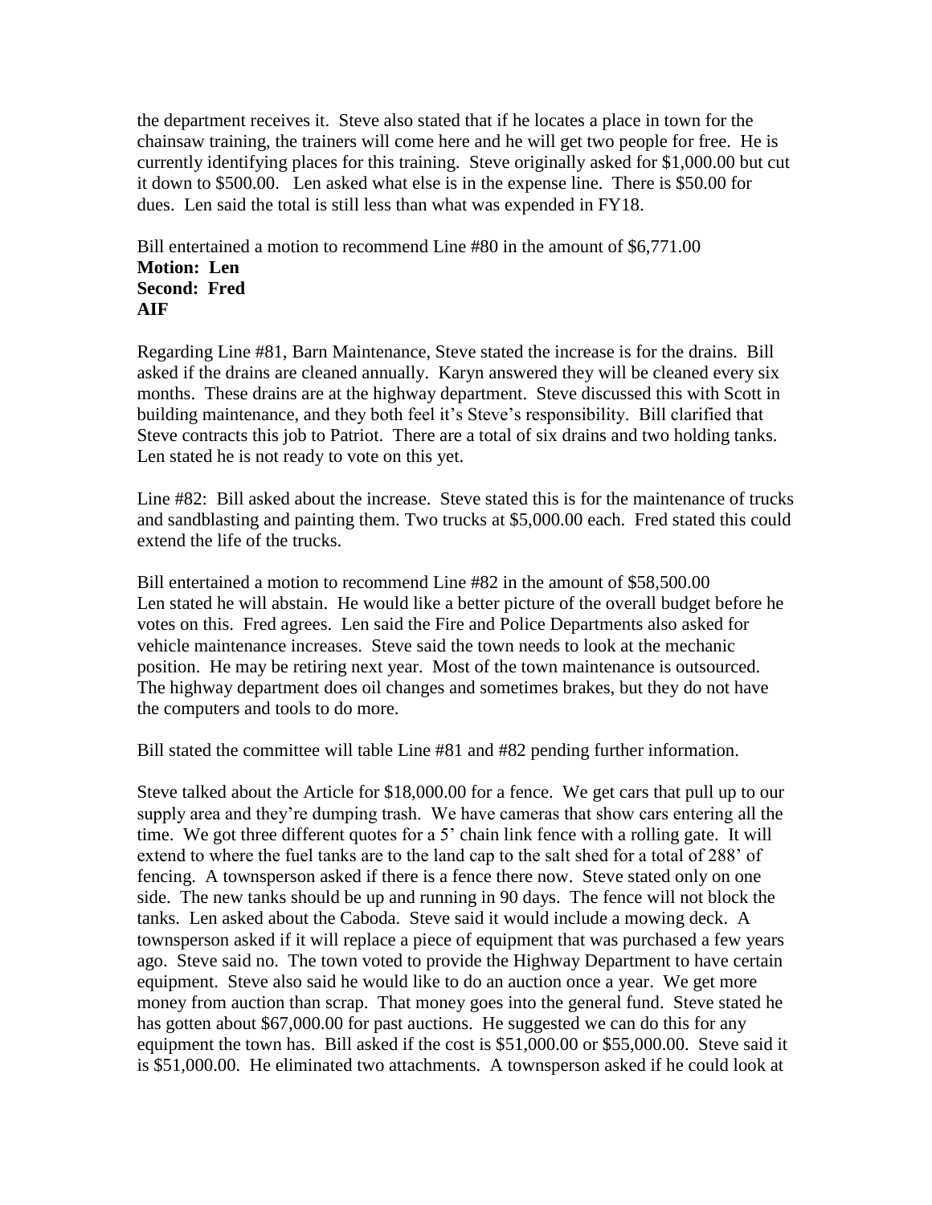the department receives it. Steve also stated that if he locates a place in town for the chainsaw training, the trainers will come here and he will get two people for free. He is currently identifying places for this training. Steve originally asked for $1,000.00 but cut it down to $500.00. Len asked what else is in the expense line. There is $50.00 for dues. Len said the total is still less than what was expended in FY18.

Bill entertained a motion to recommend Line #80 in the amount of $6,771.00
**Motion: Len**
**Second: Fred**
**AIF**

Regarding Line #81, Barn Maintenance, Steve stated the increase is for the drains. Bill asked if the drains are cleaned annually. Karyn answered they will be cleaned every six months. These drains are at the highway department. Steve discussed this with Scott in building maintenance, and they both feel it's Steve's responsibility. Bill clarified that Steve contracts this job to Patriot. There are a total of six drains and two holding tanks. Len stated he is not ready to vote on this yet.

Line #82: Bill asked about the increase. Steve stated this is for the maintenance of trucks and sandblasting and painting them. Two trucks at $5,000.00 each. Fred stated this could extend the life of the trucks.

Bill entertained a motion to recommend Line #82 in the amount of $58,500.00
Len stated he will abstain. He would like a better picture of the overall budget before he votes on this. Fred agrees. Len said the Fire and Police Departments also asked for vehicle maintenance increases. Steve said the town needs to look at the mechanic position. He may be retiring next year. Most of the town maintenance is outsourced. The highway department does oil changes and sometimes brakes, but they do not have the computers and tools to do more.

Bill stated the committee will table Line #81 and #82 pending further information.

Steve talked about the Article for $18,000.00 for a fence. We get cars that pull up to our supply area and they're dumping trash. We have cameras that show cars entering all the time. We got three different quotes for a 5' chain link fence with a rolling gate. It will extend to where the fuel tanks are to the land cap to the salt shed for a total of 288' of fencing. A townsperson asked if there is a fence there now. Steve stated only on one side. The new tanks should be up and running in 90 days. The fence will not block the tanks. Len asked about the Caboda. Steve said it would include a mowing deck. A townsperson asked if it will replace a piece of equipment that was purchased a few years ago. Steve said no. The town voted to provide the Highway Department to have certain equipment. Steve also said he would like to do an auction once a year. We get more money from auction than scrap. That money goes into the general fund. Steve stated he has gotten about $67,000.00 for past auctions. He suggested we can do this for any equipment the town has. Bill asked if the cost is $51,000.00 or $55,000.00. Steve said it is $51,000.00. He eliminated two attachments. A townsperson asked if he could look at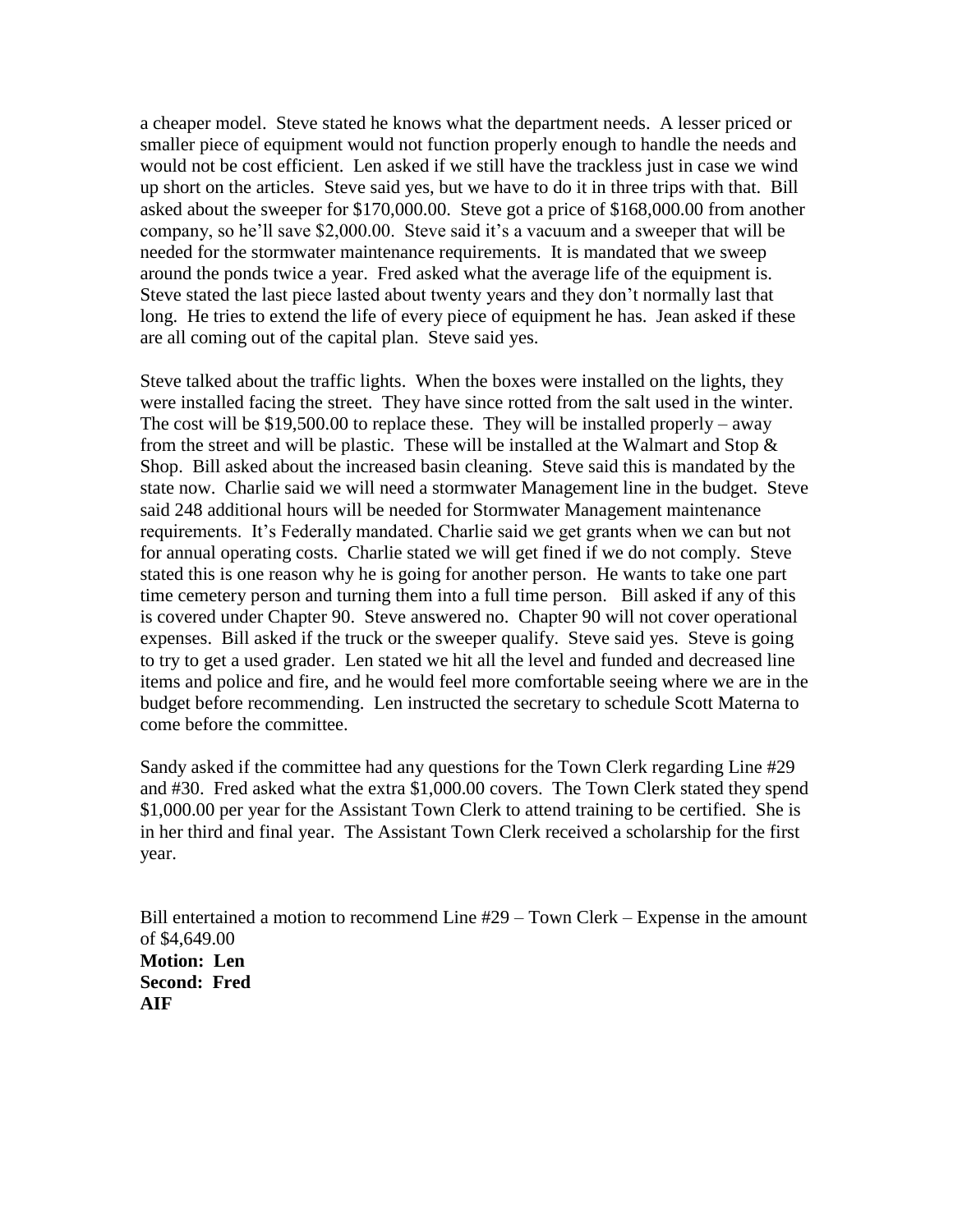a cheaper model. Steve stated he knows what the department needs. A lesser priced or smaller piece of equipment would not function properly enough to handle the needs and would not be cost efficient. Len asked if we still have the trackless just in case we wind up short on the articles. Steve said yes, but we have to do it in three trips with that. Bill asked about the sweeper for $170,000.00. Steve got a price of $168,000.00 from another company, so he'll save $2,000.00. Steve said it's a vacuum and a sweeper that will be needed for the stormwater maintenance requirements. It is mandated that we sweep around the ponds twice a year. Fred asked what the average life of the equipment is. Steve stated the last piece lasted about twenty years and they don't normally last that long. He tries to extend the life of every piece of equipment he has. Jean asked if these are all coming out of the capital plan. Steve said yes.

Steve talked about the traffic lights. When the boxes were installed on the lights, they were installed facing the street. They have since rotted from the salt used in the winter. The cost will be $19,500.00 to replace these. They will be installed properly – away from the street and will be plastic. These will be installed at the Walmart and Stop & Shop. Bill asked about the increased basin cleaning. Steve said this is mandated by the state now. Charlie said we will need a stormwater Management line in the budget. Steve said 248 additional hours will be needed for Stormwater Management maintenance requirements. It's Federally mandated. Charlie said we get grants when we can but not for annual operating costs. Charlie stated we will get fined if we do not comply. Steve stated this is one reason why he is going for another person. He wants to take one part time cemetery person and turning them into a full time person. Bill asked if any of this is covered under Chapter 90. Steve answered no. Chapter 90 will not cover operational expenses. Bill asked if the truck or the sweeper qualify. Steve said yes. Steve is going to try to get a used grader. Len stated we hit all the level and funded and decreased line items and police and fire, and he would feel more comfortable seeing where we are in the budget before recommending. Len instructed the secretary to schedule Scott Materna to come before the committee.

Sandy asked if the committee had any questions for the Town Clerk regarding Line #29 and #30. Fred asked what the extra $1,000.00 covers. The Town Clerk stated they spend $1,000.00 per year for the Assistant Town Clerk to attend training to be certified. She is in her third and final year. The Assistant Town Clerk received a scholarship for the first year.

Bill entertained a motion to recommend Line #29 – Town Clerk – Expense in the amount of $4,649.00
**Motion: Len**
**Second: Fred**
**AIF**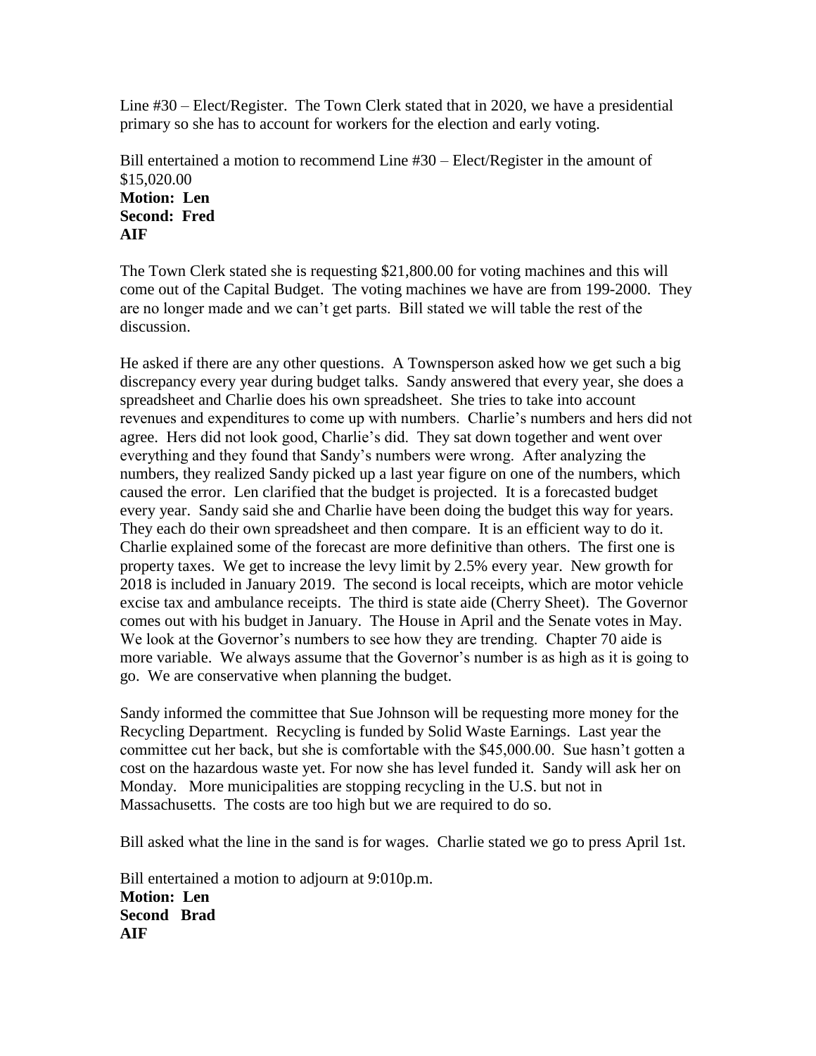Line #30 – Elect/Register. The Town Clerk stated that in 2020, we have a presidential primary so she has to account for workers for the election and early voting.

Bill entertained a motion to recommend Line #30 – Elect/Register in the amount of $15,020.00
**Motion: Len**
**Second: Fred**
**AIF**

The Town Clerk stated she is requesting $21,800.00 for voting machines and this will come out of the Capital Budget. The voting machines we have are from 199-2000. They are no longer made and we can't get parts. Bill stated we will table the rest of the discussion.

He asked if there are any other questions. A Townsperson asked how we get such a big discrepancy every year during budget talks. Sandy answered that every year, she does a spreadsheet and Charlie does his own spreadsheet. She tries to take into account revenues and expenditures to come up with numbers. Charlie's numbers and hers did not agree. Hers did not look good, Charlie's did. They sat down together and went over everything and they found that Sandy's numbers were wrong. After analyzing the numbers, they realized Sandy picked up a last year figure on one of the numbers, which caused the error. Len clarified that the budget is projected. It is a forecasted budget every year. Sandy said she and Charlie have been doing the budget this way for years. They each do their own spreadsheet and then compare. It is an efficient way to do it. Charlie explained some of the forecast are more definitive than others. The first one is property taxes. We get to increase the levy limit by 2.5% every year. New growth for 2018 is included in January 2019. The second is local receipts, which are motor vehicle excise tax and ambulance receipts. The third is state aide (Cherry Sheet). The Governor comes out with his budget in January. The House in April and the Senate votes in May. We look at the Governor's numbers to see how they are trending. Chapter 70 aide is more variable. We always assume that the Governor's number is as high as it is going to go. We are conservative when planning the budget.

Sandy informed the committee that Sue Johnson will be requesting more money for the Recycling Department. Recycling is funded by Solid Waste Earnings. Last year the committee cut her back, but she is comfortable with the $45,000.00. Sue hasn't gotten a cost on the hazardous waste yet. For now she has level funded it. Sandy will ask her on Monday. More municipalities are stopping recycling in the U.S. but not in Massachusetts. The costs are too high but we are required to do so.

Bill asked what the line in the sand is for wages. Charlie stated we go to press April 1st.

Bill entertained a motion to adjourn at 9:010p.m.
**Motion: Len**
**Second Brad**
**AIF**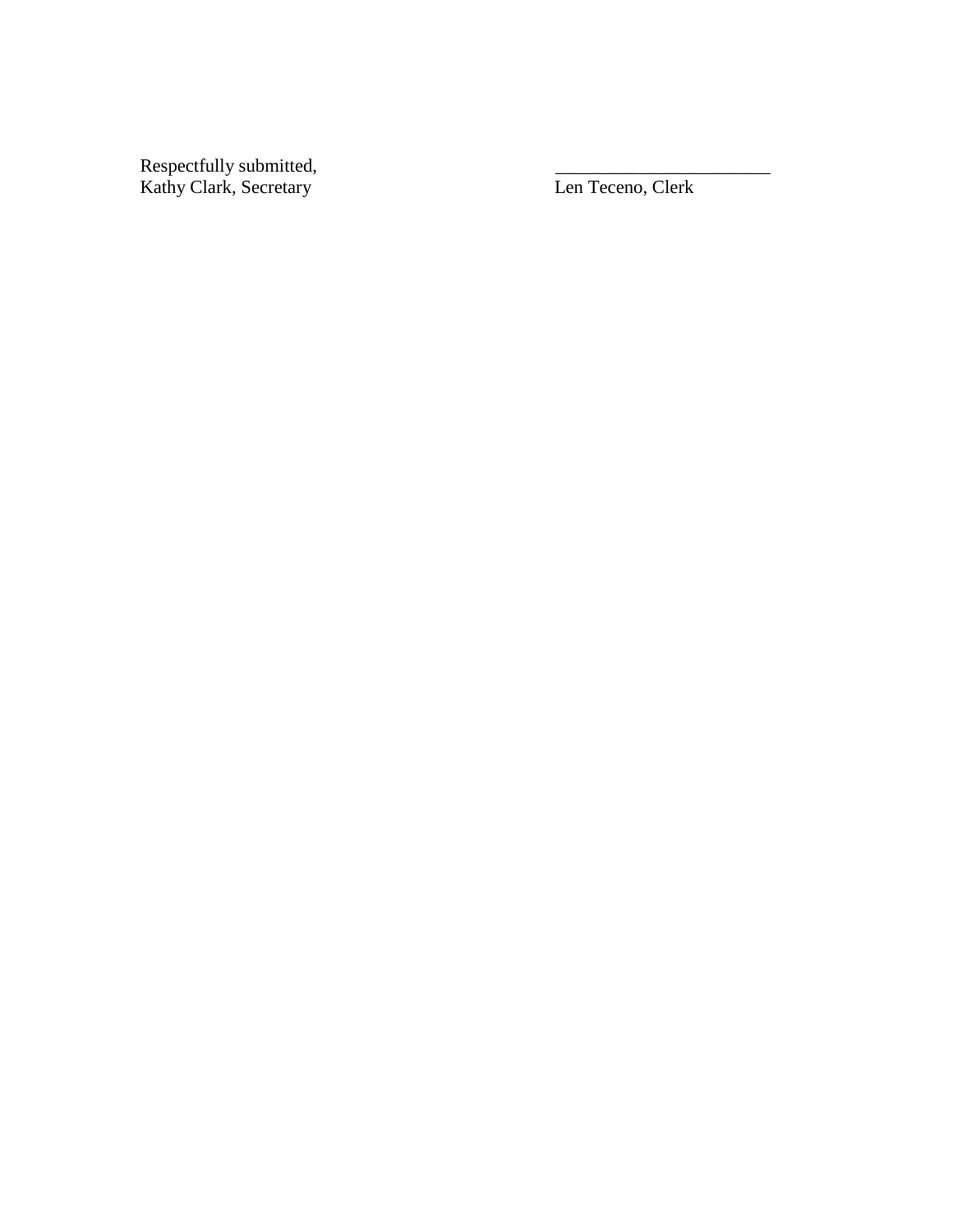Respectfully submitted,
Kathy Clark, Secretary

_______________________
Len Teceno, Clerk